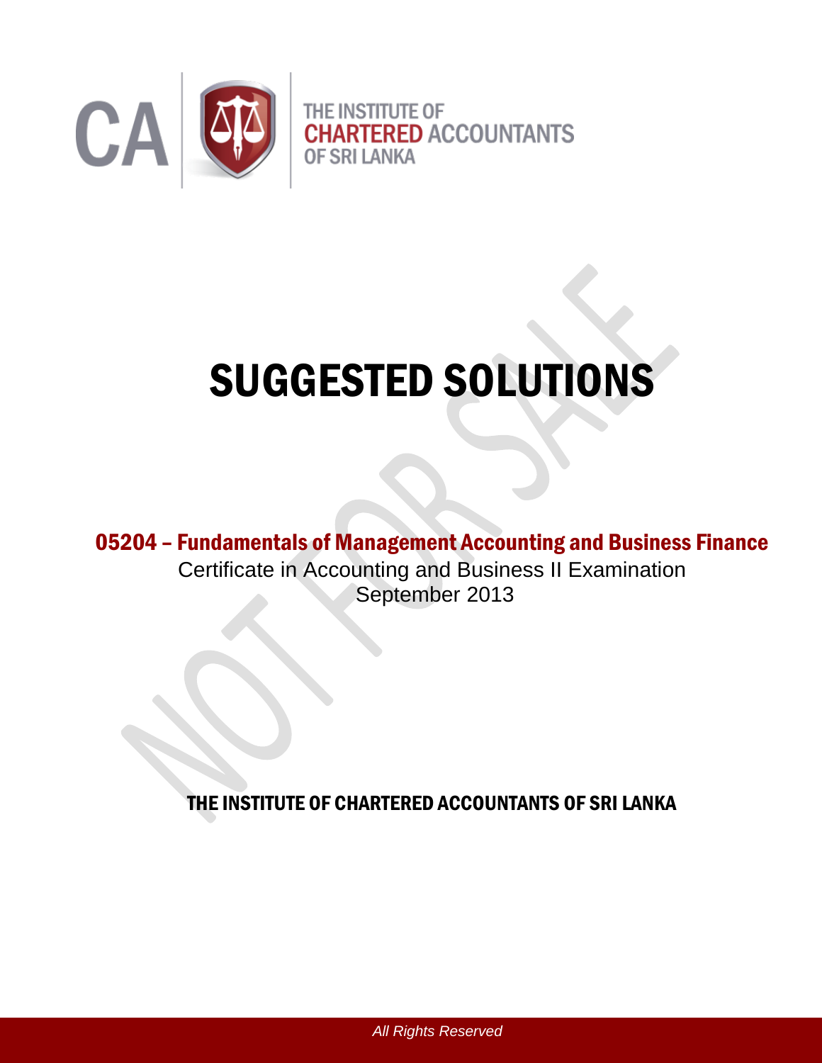CA | THE INSTITUTE OF CHARTERED ACCOUNTANTS OF SRI LANKA

# SUGGESTED SOLUTIONS

## 05204 – Fundamentals of Management Accounting and Business Finance

Certificate in Accounting and Business II Examination

September 2013

**THE INSTITUTE OF CHARTERED ACCOUNTANTS OF SRI LANKA**

*All Rights Reserved*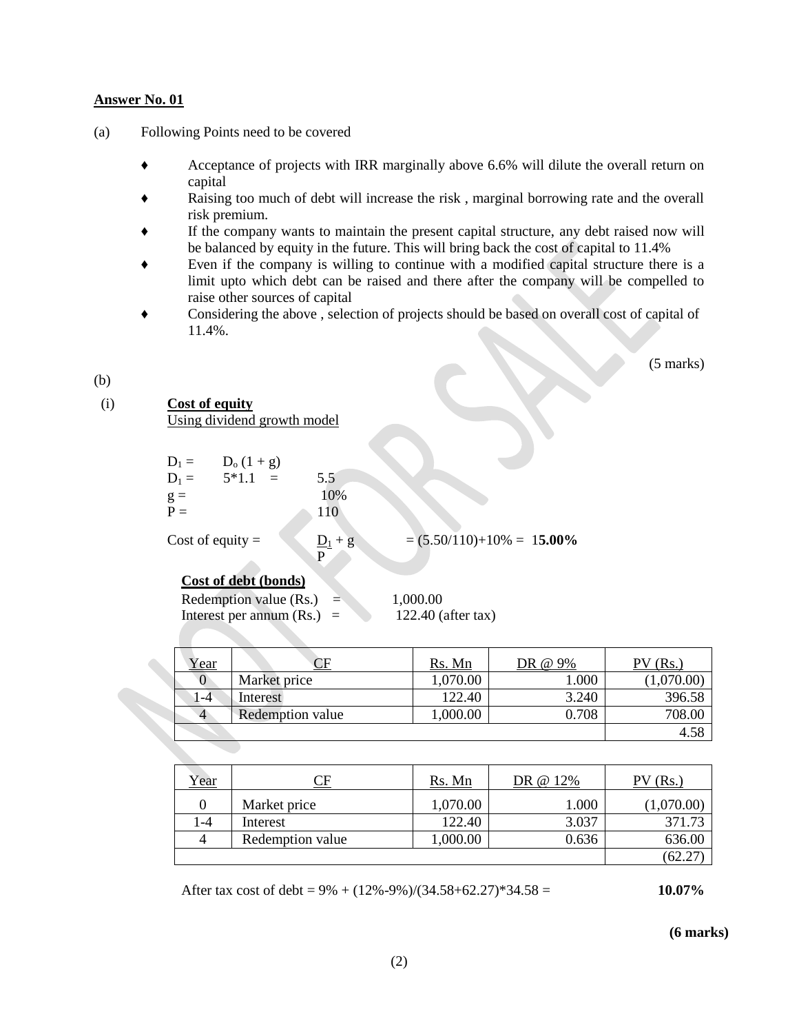**Answer No. 01**

(a) Following Points need to be covered

- Acceptance of projects with IRR marginally above 6.6% will dilute the overall return on capital
- Raising too much of debt will increase the risk , marginal borrowing rate and the overall risk premium.
- If the company wants to maintain the present capital structure, any debt raised now will be balanced by equity in the future. This will bring back the cost of capital to 11.4%
- Even if the company is willing to continue with a modified capital structure there is a limit upto which debt can be raised and there after the company will be compelled to raise other sources of capital
- Considering the above , selection of projects should be based on overall cost of capital of 11.4%.

(5 marks)

(b)

(i) **Cost of equity**

Using dividend growth model

$D_1 = D_o (1 + g)$

$D_1 = 5*1.1 = 5.5$

$g = 10\%$

$P = 110$

Cost of equity = $\frac{D_1}{P} + g$ = (5.50/110)+10% = 1**5.00%**

**Cost of debt (bonds)**

Redemption value (Rs.) = 1,000.00

Interest per annum (Rs.) = 122.40 (after tax)

| Year | CF | Rs. Mn | DR @ 9% | PV (Rs.) |
|---|---|---|---|---|
| 0 | Market price | 1,070.00 | 1.000 | (1,070.00) |
| 1-4 | Interest | 122.40 | 3.240 | 396.58 |
| 4 | Redemption value | 1,000.00 | 0.708 | 708.00 |
| | | | | 4.58 |

| Year | CF | Rs. Mn | DR @ 12% | PV (Rs.) |
|---|---|---|---|---|
| 0 | Market price | 1,070.00 | 1.000 | (1,070.00) |
| 1-4 | Interest | 122.40 | 3.037 | 371.73 |
| 4 | Redemption value | 1,000.00 | 0.636 | 636.00 |
| | | | | (62.27) |

After tax cost of debt = 9% + (12%-9%)/(34.58+62.27)*34.58 = **10.07%**

**(6 marks)**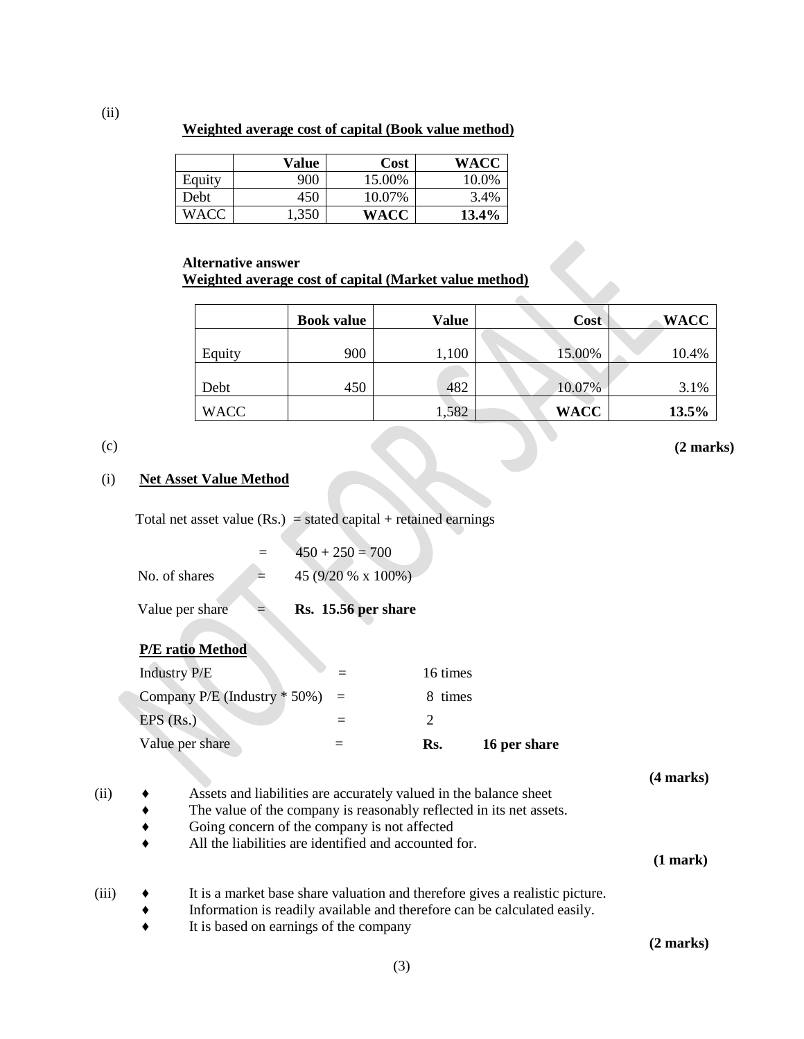(ii)

**Weighted average cost of capital (Book value method)**

| | Value | Cost | WACC |
|---|---|---|---|
| Equity | 900 | 15.00% | 10.0% |
| Debt | 450 | 10.07% | 3.4% |
| WACC | 1,350 | **WACC** | **13.4%** |

**Alternative answer**
**Weighted average cost of capital (Market value method)**

| | Book value | Value | Cost | WACC |
|---|---|---|---|---|
| Equity | 900 | 1,100 | 15.00% | 10.4% |
| Debt | 450 | 482 | 10.07% | 3.1% |
| WACC | | 1,582 | **WACC** | **13.5%** |

**(2 marks)**

(c)

(i) **Net Asset Value Method**

Total net asset value (Rs.) = stated capital + retained earnings

= 450 + 250 = 700

No. of shares = 45 (9/20 % x 100%)

Value per share = **Rs. 15.56 per share**

**P/E ratio Method**

Industry P/E = 16 times

Company P/E (Industry * 50%) = 8 times

EPS (Rs.) = 2

Value per share = **Rs. 16 per share**

**(4 marks)**

(ii)
- Assets and liabilities are accurately valued in the balance sheet
- The value of the company is reasonably reflected in its net assets.
- Going concern of the company is not affected
- All the liabilities are identified and accounted for.

**(1 mark)**

(iii)
- It is a market base share valuation and therefore gives a realistic picture.
- Information is readily available and therefore can be calculated easily.
- It is based on earnings of the company

**(2 marks)**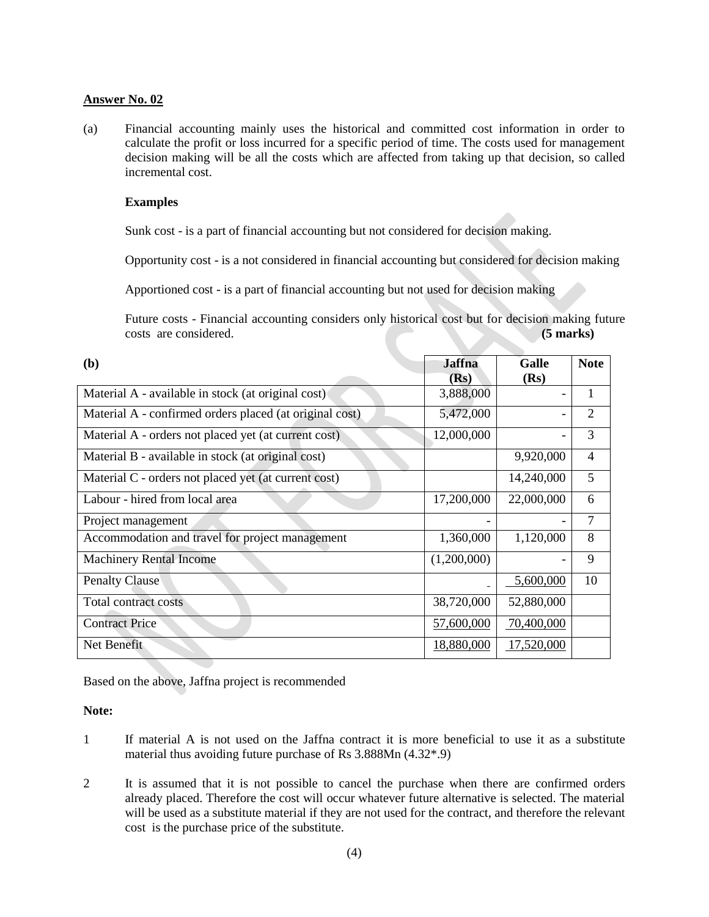**Answer No. 02**

(a) Financial accounting mainly uses the historical and committed cost information in order to calculate the profit or loss incurred for a specific period of time. The costs used for management decision making will be all the costs which are affected from taking up that decision, so called incremental cost.

**Examples**

Sunk cost - is a part of financial accounting but not considered for decision making.

Opportunity cost - is a not considered in financial accounting but considered for decision making

Apportioned cost - is a part of financial accounting but not used for decision making

Future costs - Financial accounting considers only historical cost but for decision making future costs are considered. **(5 marks)**

| **(b)** | **Jaffna (Rs)** | **Galle (Rs)** | **Note** |
|---|---|---|---|
| Material A - available in stock (at original cost) | 3,888,000 | - | 1 |
| Material A - confirmed orders placed (at original cost) | 5,472,000 | - | 2 |
| Material A - orders not placed yet (at current cost) | 12,000,000 | - | 3 |
| Material B - available in stock (at original cost) | | 9,920,000 | 4 |
| Material C - orders not placed yet (at current cost) | | 14,240,000 | 5 |
| Labour - hired from local area | 17,200,000 | 22,000,000 | 6 |
| Project management | - | - | 7 |
| Accommodation and travel for project management | 1,360,000 | 1,120,000 | 8 |
| Machinery Rental Income | (1,200,000) | - | 9 |
| Penalty Clause | - | 5,600,000 | 10 |
| Total contract costs | 38,720,000 | 52,880,000 | |
| Contract Price | 57,600,000 | 70,400,000 | |
| Net Benefit | 18,880,000 | 17,520,000 | |

Based on the above, Jaffna project is recommended

**Note:**

1 If material A is not used on the Jaffna contract it is more beneficial to use it as a substitute material thus avoiding future purchase of Rs 3.888Mn (4.32*.9)

2 It is assumed that it is not possible to cancel the purchase when there are confirmed orders already placed. Therefore the cost will occur whatever future alternative is selected. The material will be used as a substitute material if they are not used for the contract, and therefore the relevant cost is the purchase price of the substitute.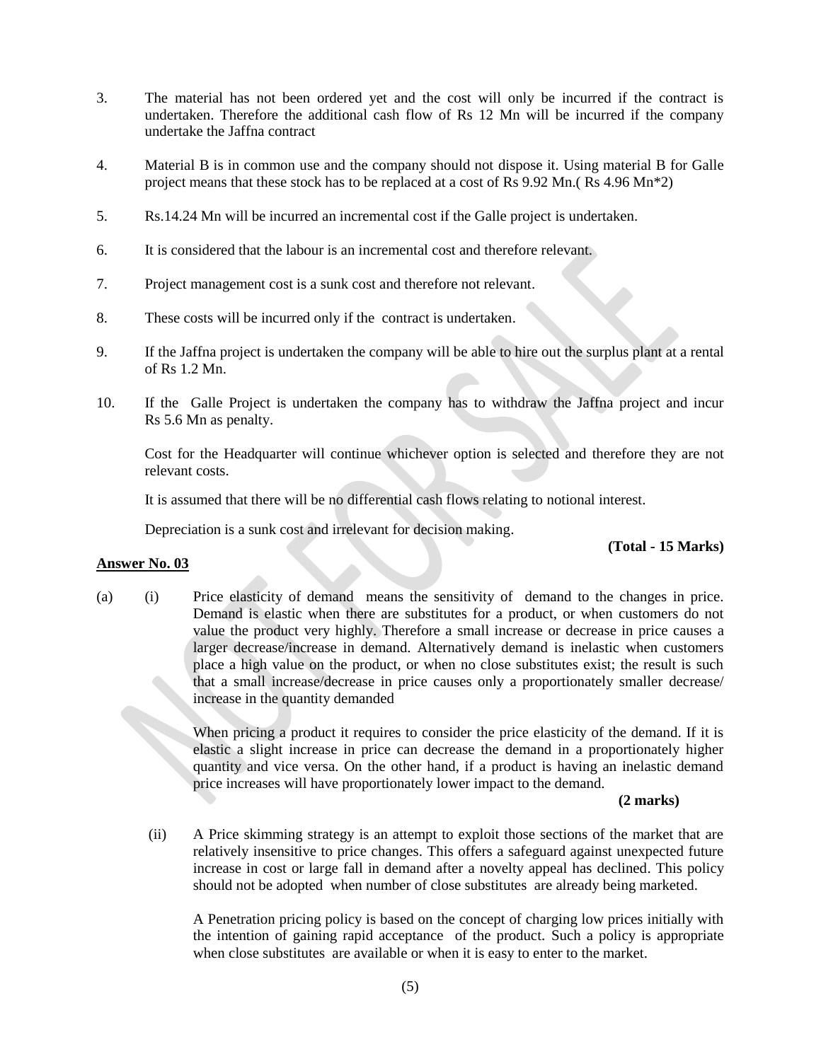3. The material has not been ordered yet and the cost will only be incurred if the contract is undertaken. Therefore the additional cash flow of Rs 12 Mn will be incurred if the company undertake the Jaffna contract

4. Material B is in common use and the company should not dispose it. Using material B for Galle project means that these stock has to be replaced at a cost of Rs 9.92 Mn.( Rs 4.96 Mn*2)

5. Rs.14.24 Mn will be incurred an incremental cost if the Galle project is undertaken.

6. It is considered that the labour is an incremental cost and therefore relevant.

7. Project management cost is a sunk cost and therefore not relevant.

8. These costs will be incurred only if the contract is undertaken.

9. If the Jaffna project is undertaken the company will be able to hire out the surplus plant at a rental of Rs 1.2 Mn.

10. If the Galle Project is undertaken the company has to withdraw the Jaffna project and incur Rs 5.6 Mn as penalty.

    Cost for the Headquarter will continue whichever option is selected and therefore they are not relevant costs.

    It is assumed that there will be no differential cash flows relating to notional interest.

    Depreciation is a sunk cost and irrelevant for decision making.

**(Total - 15 Marks)**

**Answer No. 03**

(a) (i) Price elasticity of demand means the sensitivity of demand to the changes in price. Demand is elastic when there are substitutes for a product, or when customers do not value the product very highly. Therefore a small increase or decrease in price causes a larger decrease/increase in demand. Alternatively demand is inelastic when customers place a high value on the product, or when no close substitutes exist; the result is such that a small increase/decrease in price causes only a proportionately smaller decrease/ increase in the quantity demanded

When pricing a product it requires to consider the price elasticity of the demand. If it is elastic a slight increase in price can decrease the demand in a proportionately higher quantity and vice versa. On the other hand, if a product is having an inelastic demand price increases will have proportionately lower impact to the demand.

**(2 marks)**

(ii) A Price skimming strategy is an attempt to exploit those sections of the market that are relatively insensitive to price changes. This offers a safeguard against unexpected future increase in cost or large fall in demand after a novelty appeal has declined. This policy should not be adopted when number of close substitutes are already being marketed.

A Penetration pricing policy is based on the concept of charging low prices initially with the intention of gaining rapid acceptance of the product. Such a policy is appropriate when close substitutes are available or when it is easy to enter to the market.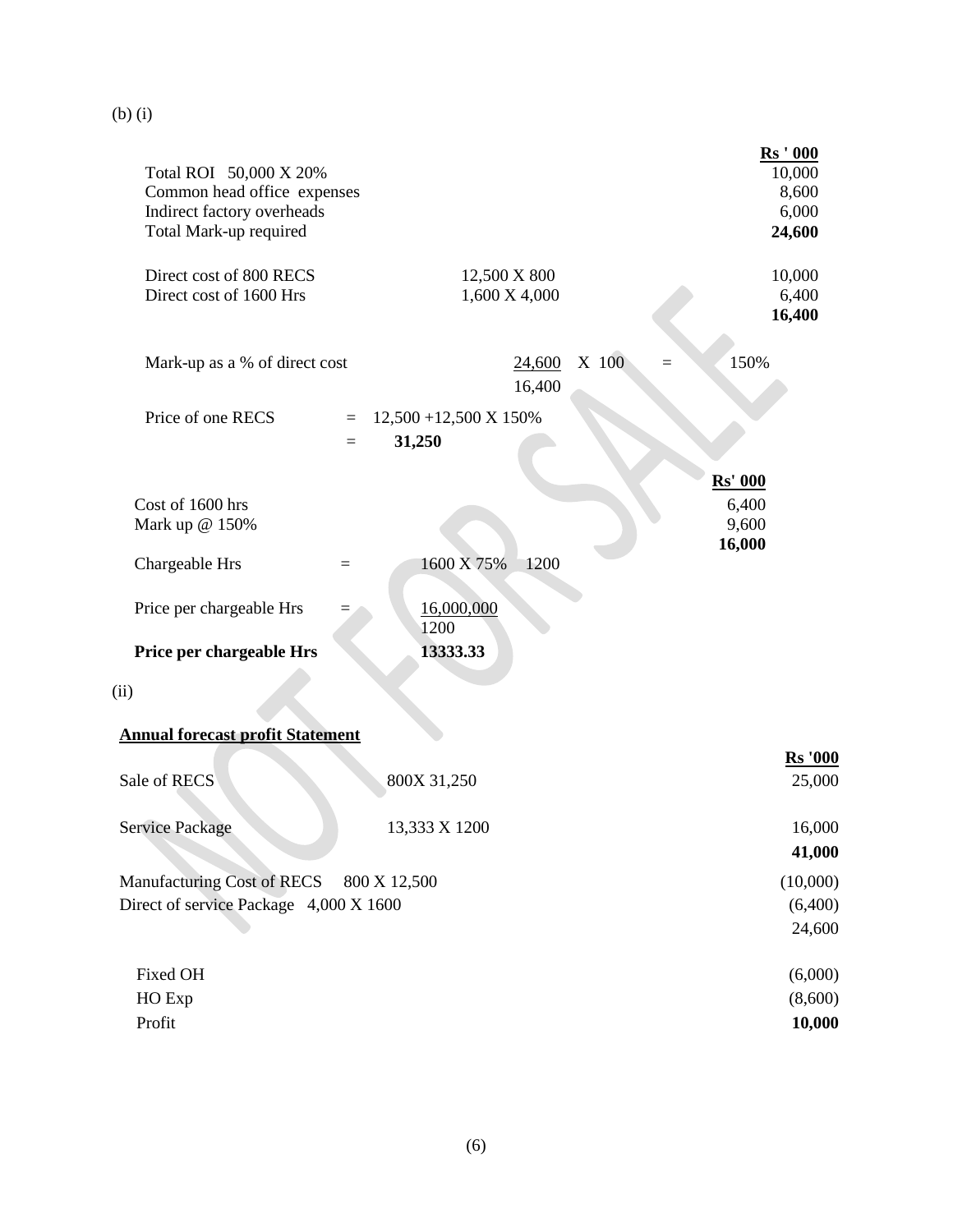(b) (i)

| | | | | Rs ' 000 |
|---|---|---|---|---|
| Total ROI 50,000 X 20% | | | | 10,000 |
| Common head office expenses | | | | 8,600 |
| Indirect factory overheads | | | | 6,000 |
| Total Mark-up required | | | | **24,600** |
| | | | | |
| Direct cost of 800 RECS | 12,500 X 800 | | | 10,000 |
| Direct cost of 1600 Hrs | 1,600 X 4,000 | | | 6,400 |
| | | | | **16,400** |

Mark-up as a % of direct cost $= \frac{24,600}{16,400} \times 100 = 150\%$

Price of one RECS = 12,500 +12,500 X 150%

= **31,250**

| | Rs' 000 |
|---|---|
| Cost of 1600 hrs | 6,400 |
| Mark up @ 150% | 9,600 |
| | **16,000** |

Chargeable Hrs = 1600 X 75% 1200

Price per chargeable Hrs $= \frac{16,000,000}{1200}$

**Price per chargeable Hrs 13333.33**

(ii)

**Annual forecast profit Statement**

| | | Rs '000 |
|---|---|---|
| Sale of RECS | 800X 31,250 | 25,000 |
| Service Package | 13,333 X 1200 | 16,000 |
| | | **41,000** |
| Manufacturing Cost of RECS | 800 X 12,500 | (10,000) |
| Direct of service Package | 4,000 X 1600 | (6,400) |
| | | 24,600 |
| Fixed OH | | (6,000) |
| HO Exp | | (8,600) |
| Profit | | **10,000** |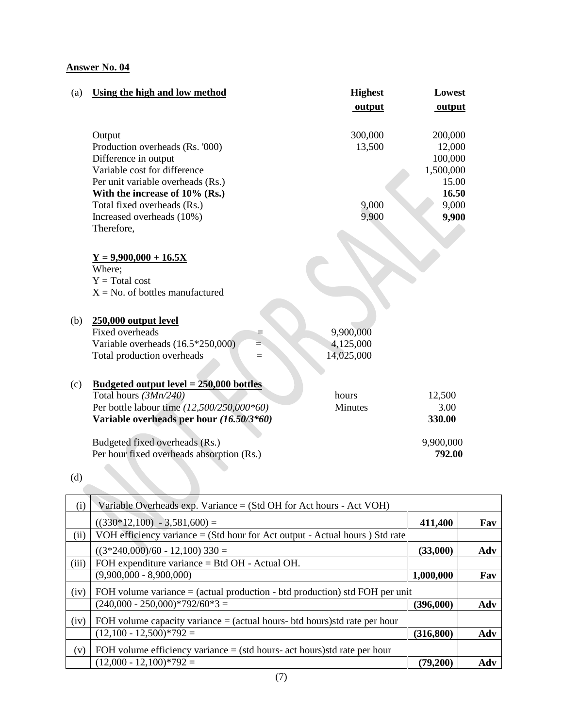**Answer No. 04**

(a) **Using the high and low method**

| | **Highest output** | **Lowest output** |
|---|---|---|
| Output | 300,000 | 200,000 |
| Production overheads (Rs. '000) | 13,500 | 12,000 |
| Difference in output | | 100,000 |
| Variable cost for difference | | 1,500,000 |
| Per unit variable overheads (Rs.) | | 15.00 |
| **With the increase of 10% (Rs.)** | | **16.50** |
| Total fixed overheads (Rs.) | 9,000 | 9,000 |
| Increased overheads (10%) | 9,900 | **9,900** |

Therefore,

**$Y = 9{,}900{,}000 + 16.5X$**

Where;
$Y$ = Total cost
$X$ = No. of bottles manufactured

(b) **250,000 output level**

| | | |
|---|---|---|
| Fixed overheads | = | 9,900,000 |
| Variable overheads (16.5*250,000) | = | 4,125,000 |
| Total production overheads | = | 14,025,000 |

(c) **Budgeted output level = 250,000 bottles**

| | | |
|---|---|---|
| Total hours *(3Mn/240)* | hours | 12,500 |
| Per bottle labour time *(12,500/250,000*60)* | Minutes | 3.00 |
| **Variable overheads per hour *(16.50/3*60)*** | | **330.00** |
| Budgeted fixed overheads (Rs.) | | 9,900,000 |
| Per hour fixed overheads absorption (Rs.) | | **792.00** |

(d)

| | | | |
|---|---|---|---|
| (i) | Variable Overheads exp. Variance = (Std OH for Act hours - Act VOH) | | |
| | ((330*12,100) - 3,581,600) = | **411,400** | **Fav** |
| (ii) | VOH efficiency variance = (Std hour for Act output - Actual hours ) Std rate | | |
| | ((3*240,000)/60 - 12,100) 330 = | **(33,000)** | **Adv** |
| (iii) | FOH expenditure variance = Btd OH - Actual OH. | | |
| | (9,900,000 - 8,900,000) | **1,000,000** | **Fav** |
| (iv) | FOH volume variance = (actual production - btd production) std FOH per unit | | |
| | (240,000 - 250,000)*792/60*3 = | **(396,000)** | **Adv** |
| (iv) | FOH volume capacity variance = (actual hours- btd hours)std rate per hour | | |
| | (12,100 - 12,500)*792 = | **(316,800)** | **Adv** |
| (v) | FOH volume efficiency variance = (std hours- act hours)std rate per hour | | |
| | (12,000 - 12,100)*792 = | **(79,200)** | **Adv** |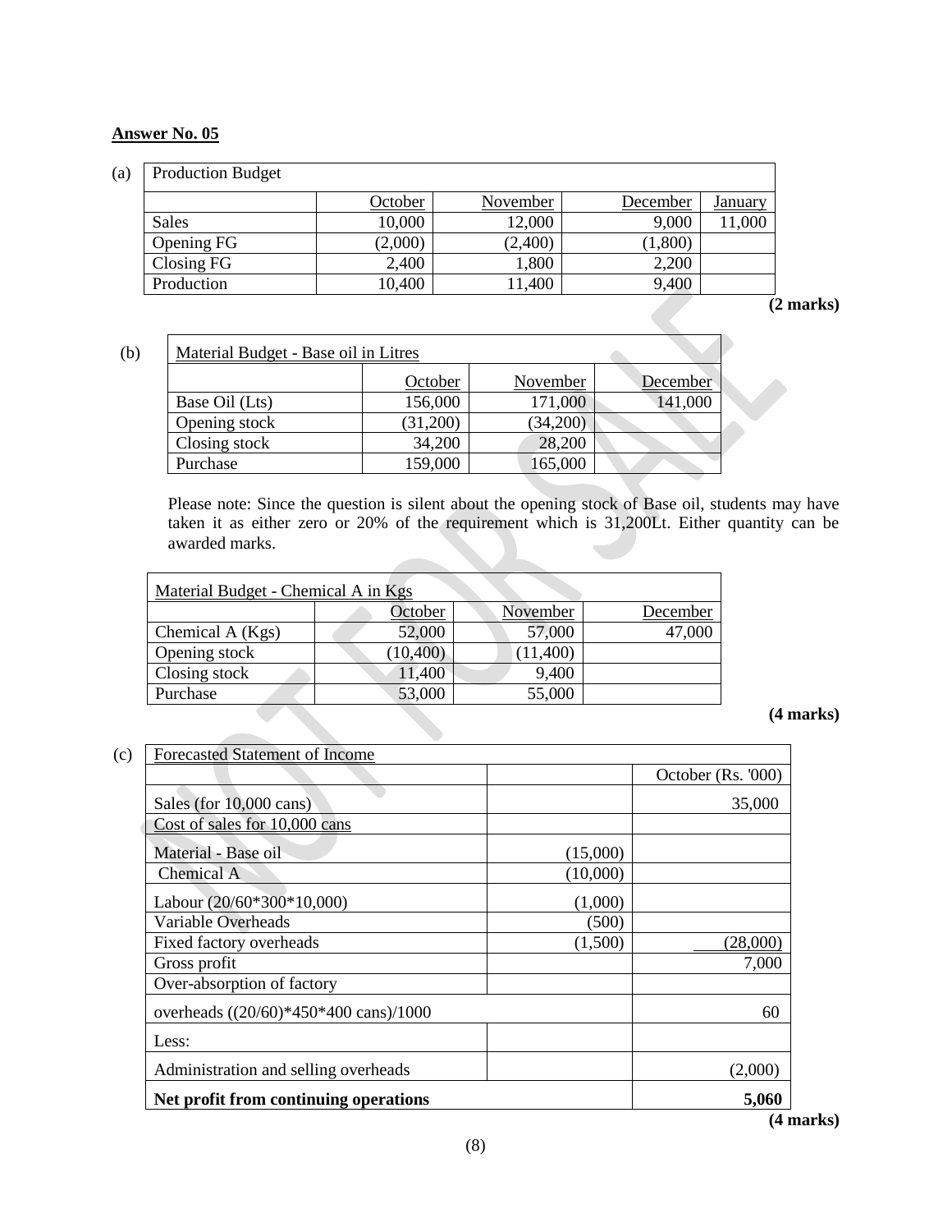**Answer No. 05**

(a)

| Production Budget | | | | |
|---|---|---|---|---|
| | October | November | December | January |
| Sales | 10,000 | 12,000 | 9,000 | 11,000 |
| Opening FG | (2,000) | (2,400) | (1,800) | |
| Closing FG | 2,400 | 1,800 | 2,200 | |
| Production | 10,400 | 11,400 | 9,400 | |

**(2 marks)**

(b)

| Material Budget - Base oil in Litres | | | |
|---|---|---|---|
| | October | November | December |
| Base Oil (Lts) | 156,000 | 171,000 | 141,000 |
| Opening stock | (31,200) | (34,200) | |
| Closing stock | 34,200 | 28,200 | |
| Purchase | 159,000 | 165,000 | |

Please note: Since the question is silent about the opening stock of Base oil, students may have taken it as either zero or 20% of the requirement which is 31,200Lt. Either quantity can be awarded marks.

| Material Budget - Chemical A in Kgs | | | |
|---|---|---|---|
| | October | November | December |
| Chemical A (Kgs) | 52,000 | 57,000 | 47,000 |
| Opening stock | (10,400) | (11,400) | |
| Closing stock | 11,400 | 9,400 | |
| Purchase | 53,000 | 55,000 | |

**(4 marks)**

(c)

| Forecasted Statement of Income | | |
|---|---|---|
| | | October (Rs. '000) |
| Sales (for 10,000 cans) | | 35,000 |
| Cost of sales for 10,000 cans | | |
| Material - Base oil | (15,000) | |
| Chemical A | (10,000) | |
| Labour (20/60*300*10,000) | (1,000) | |
| Variable Overheads | (500) | |
| Fixed factory overheads | (1,500) | (28,000) |
| Gross profit | | 7,000 |
| Over-absorption of factory | | |
| overheads ((20/60)*450*400 cans)/1000 | | 60 |
| Less: | | |
| Administration and selling overheads | | (2,000) |
| **Net profit from continuing operations** | | **5,060** |

**(4 marks)**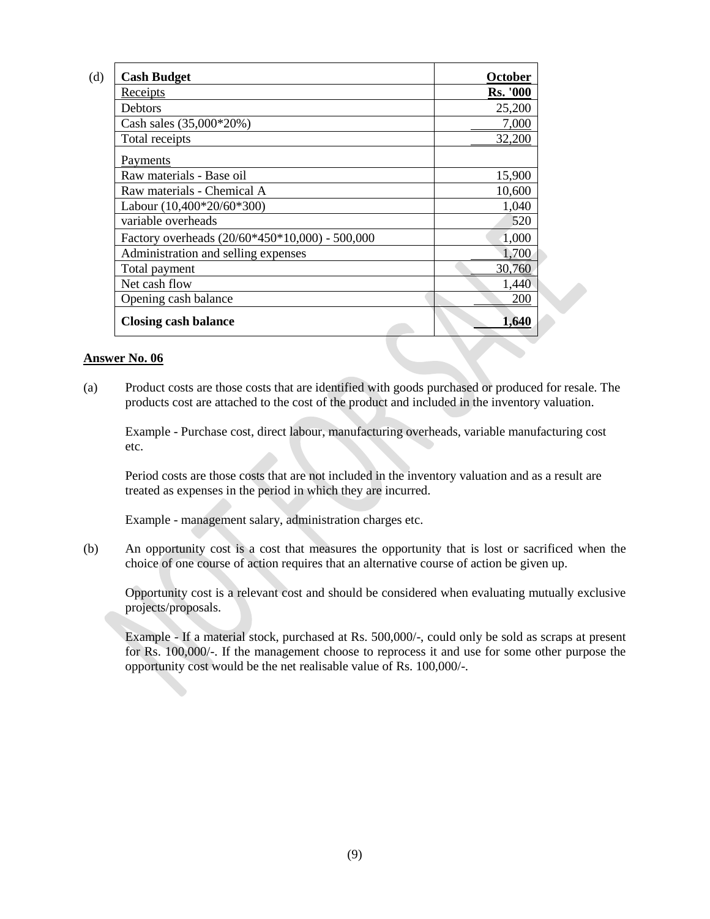(d)

| **Cash Budget** | **October** |
|---|---|
| Receipts | **Rs. '000** |
| Debtors | 25,200 |
| Cash sales (35,000*20%) | 7,000 |
| Total receipts | 32,200 |
| Payments | |
| Raw materials - Base oil | 15,900 |
| Raw materials - Chemical A | 10,600 |
| Labour (10,400*20/60*300) | 1,040 |
| variable overheads | 520 |
| Factory overheads (20/60*450*10,000) - 500,000 | 1,000 |
| Administration and selling expenses | 1,700 |
| Total payment | 30,760 |
| Net cash flow | 1,440 |
| Opening cash balance | 200 |
| **Closing cash balance** | **1,640** |

**Answer No. 06**

(a) Product costs are those costs that are identified with goods purchased or produced for resale. The products cost are attached to the cost of the product and included in the inventory valuation.

Example - Purchase cost, direct labour, manufacturing overheads, variable manufacturing cost etc.

Period costs are those costs that are not included in the inventory valuation and as a result are treated as expenses in the period in which they are incurred.

Example - management salary, administration charges etc.

(b) An opportunity cost is a cost that measures the opportunity that is lost or sacrificed when the choice of one course of action requires that an alternative course of action be given up.

Opportunity cost is a relevant cost and should be considered when evaluating mutually exclusive projects/proposals.

Example - If a material stock, purchased at Rs. 500,000/-, could only be sold as scraps at present for Rs. 100,000/-. If the management choose to reprocess it and use for some other purpose the opportunity cost would be the net realisable value of Rs. 100,000/-.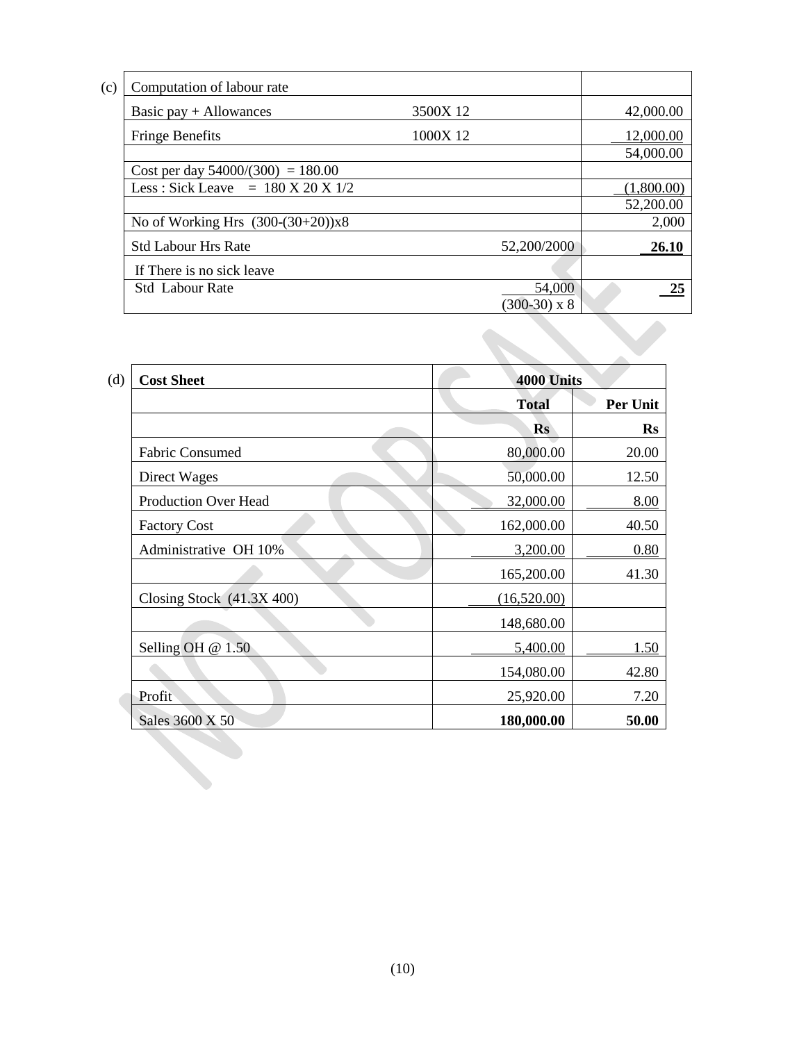(c)

| Computation of labour rate | | | |
|---|---|---|---|
| Basic pay + Allowances | 3500X 12 | | 42,000.00 |
| Fringe Benefits | 1000X 12 | | 12,000.00 |
| | | | 54,000.00 |
| Cost per day 54000/(300) = 180.00 | | | |
| Less : Sick Leave = 180 X 20 X 1/2 | | | (1,800.00) |
| | | | 52,200.00 |
| No of Working Hrs (300-(30+20))x8 | | | 2,000 |
| Std Labour Hrs Rate | | 52,200/2000 | **26.10** |
| If There is no sick leave | | | |
| Std Labour Rate | | $\frac{54,000}{(300-30) \times 8}$ | **25** |

(d)

| **Cost Sheet** | **4000 Units** | |
|---|---|---|
| | **Total** | **Per Unit** |
| | **Rs** | **Rs** |
| Fabric Consumed | 80,000.00 | 20.00 |
| Direct Wages | 50,000.00 | 12.50 |
| Production Over Head | 32,000.00 | 8.00 |
| Factory Cost | 162,000.00 | 40.50 |
| Administrative OH 10% | 3,200.00 | 0.80 |
| | 165,200.00 | 41.30 |
| Closing Stock (41.3X 400) | (16,520.00) | |
| | 148,680.00 | |
| Selling OH @ 1.50 | 5,400.00 | 1.50 |
| | 154,080.00 | 42.80 |
| Profit | 25,920.00 | 7.20 |
| Sales 3600 X 50 | **180,000.00** | **50.00** |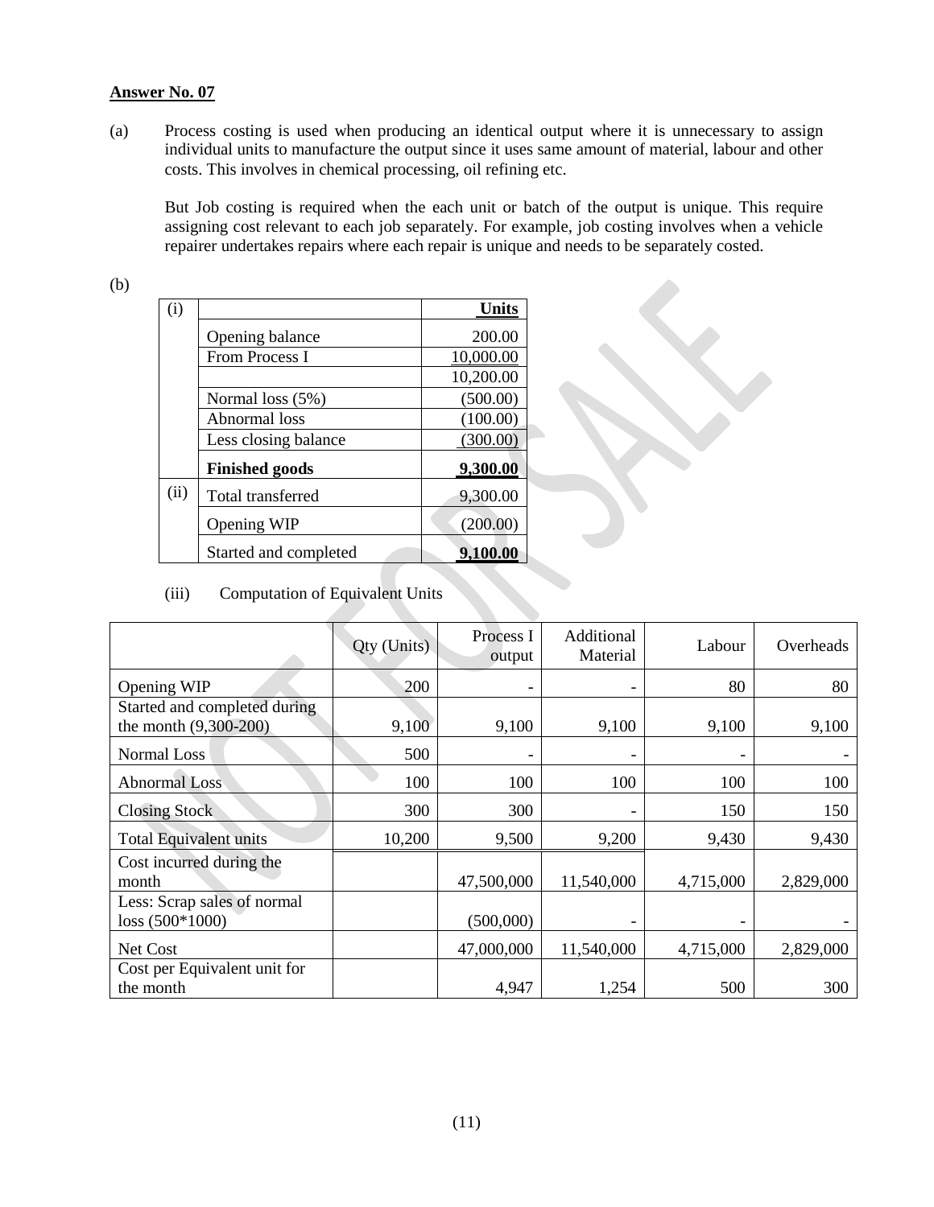**Answer No. 07**

(a) Process costing is used when producing an identical output where it is unnecessary to assign individual units to manufacture the output since it uses same amount of material, labour and other costs. This involves in chemical processing, oil refining etc.

But Job costing is required when the each unit or batch of the output is unique. This require assigning cost relevant to each job separately. For example, job costing involves when a vehicle repairer undertakes repairs where each repair is unique and needs to be separately costed.

(b)

| (i) | | **Units** |
|---|---|---|
| | Opening balance | 200.00 |
| | From Process I | 10,000.00 |
| | | 10,200.00 |
| | Normal loss (5%) | (500.00) |
| | Abnormal loss | (100.00) |
| | Less closing balance | (300.00) |
| | **Finished goods** | **9,300.00** |
| (ii) | Total transferred | 9,300.00 |
| | Opening WIP | (200.00) |
| | Started and completed | **9,100.00** |

(iii) Computation of Equivalent Units

| | Qty (Units) | Process I output | Additional Material | Labour | Overheads |
|---|---|---|---|---|---|
| Opening WIP | 200 | - | - | 80 | 80 |
| Started and completed during the month (9,300-200) | 9,100 | 9,100 | 9,100 | 9,100 | 9,100 |
| Normal Loss | 500 | - | - | - | - |
| Abnormal Loss | 100 | 100 | 100 | 100 | 100 |
| Closing Stock | 300 | 300 | - | 150 | 150 |
| Total Equivalent units | 10,200 | 9,500 | 9,200 | 9,430 | 9,430 |
| Cost incurred during the month | | 47,500,000 | 11,540,000 | 4,715,000 | 2,829,000 |
| Less: Scrap sales of normal loss (500*1000) | | (500,000) | - | - | - |
| Net Cost | | 47,000,000 | 11,540,000 | 4,715,000 | 2,829,000 |
| Cost per Equivalent unit for the month | | 4,947 | 1,254 | 500 | 300 |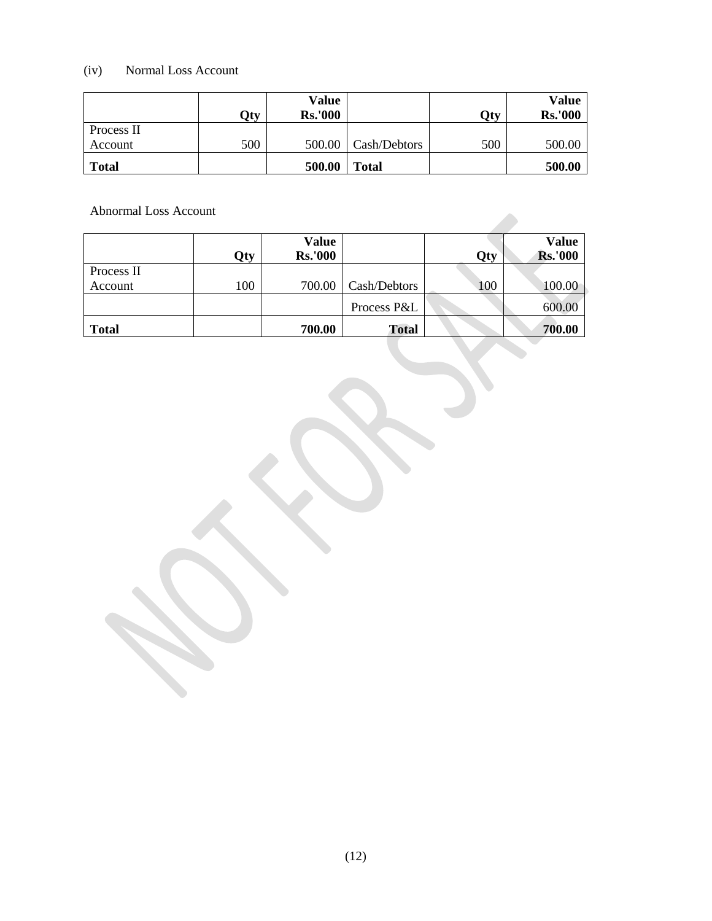(iv) Normal Loss Account

| | Qty | Value Rs.'000 | | Qty | Value Rs.'000 |
|---|---|---|---|---|---|
| Process II Account | 500 | 500.00 | Cash/Debtors | 500 | 500.00 |
| **Total** | | **500.00** | **Total** | | **500.00** |

Abnormal Loss Account

| | Qty | Value Rs.'000 | | Qty | Value Rs.'000 |
|---|---|---|---|---|---|
| Process II Account | 100 | 700.00 | Cash/Debtors | 100 | 100.00 |
| | | | Process P&L | | 600.00 |
| **Total** | | **700.00** | **Total** | | **700.00** |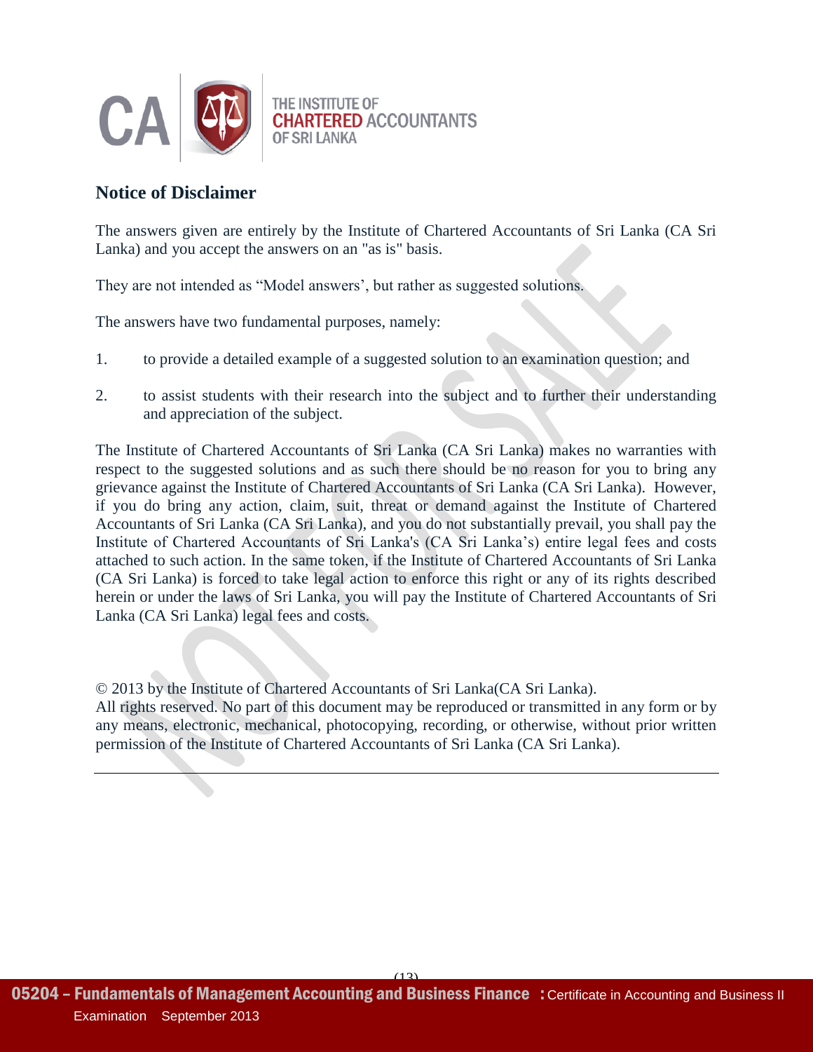## Notice of Disclaimer

The answers given are entirely by the Institute of Chartered Accountants of Sri Lanka (CA Sri Lanka) and you accept the answers on an "as is" basis.

They are not intended as "Model answers', but rather as suggested solutions.

The answers have two fundamental purposes, namely:

1. to provide a detailed example of a suggested solution to an examination question; and
2. to assist students with their research into the subject and to further their understanding and appreciation of the subject.

The Institute of Chartered Accountants of Sri Lanka (CA Sri Lanka) makes no warranties with respect to the suggested solutions and as such there should be no reason for you to bring any grievance against the Institute of Chartered Accountants of Sri Lanka (CA Sri Lanka). However, if you do bring any action, claim, suit, threat or demand against the Institute of Chartered Accountants of Sri Lanka (CA Sri Lanka), and you do not substantially prevail, you shall pay the Institute of Chartered Accountants of Sri Lanka's (CA Sri Lanka's) entire legal fees and costs attached to such action. In the same token, if the Institute of Chartered Accountants of Sri Lanka (CA Sri Lanka) is forced to take legal action to enforce this right or any of its rights described herein or under the laws of Sri Lanka, you will pay the Institute of Chartered Accountants of Sri Lanka (CA Sri Lanka) legal fees and costs.

© 2013 by the Institute of Chartered Accountants of Sri Lanka(CA Sri Lanka).
All rights reserved. No part of this document may be reproduced or transmitted in any form or by any means, electronic, mechanical, photocopying, recording, or otherwise, without prior written permission of the Institute of Chartered Accountants of Sri Lanka (CA Sri Lanka).